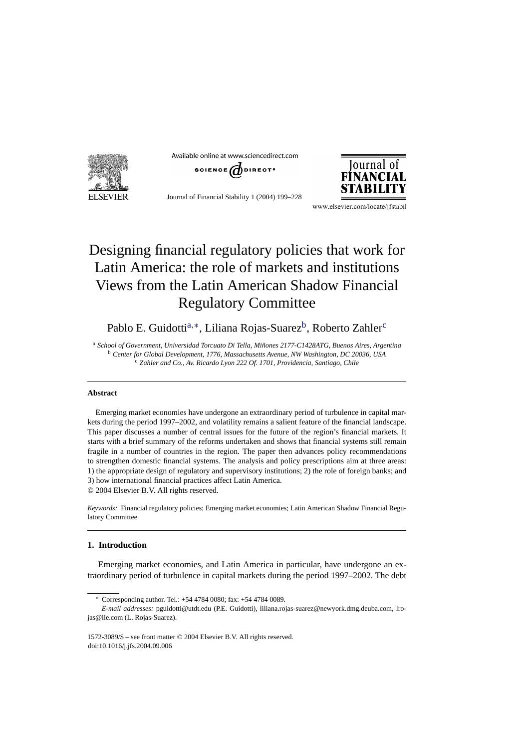# Designing financial regulatory policies that work for Latin America: the role of markets and institutions Views from the Latin American Shadow Financial Regulatory Committee

Pablo E. Guidotti[a,*], Liliana Rojas-Suarez[b], Roberto Zahler[c]

[a] *School of Government, Universidad Torcuato Di Tella, Miñones 2177-C1428ATG, Buenos Aires, Argentina*
[b] *Center for Global Development, 1776, Massachusetts Avenue, NW Washington, DC 20036, USA*
[c] *Zahler and Co., Av. Ricardo Lyon 222 Of. 1701, Providencia, Santiago, Chile*

---

**Abstract**

Emerging market economies have undergone an extraordinary period of turbulence in capital markets during the period 1997–2002, and volatility remains a salient feature of the financial landscape. This paper discusses a number of central issues for the future of the region's financial markets. It starts with a brief summary of the reforms undertaken and shows that financial systems still remain fragile in a number of countries in the region. The paper then advances policy recommendations to strengthen domestic financial systems. The analysis and policy prescriptions aim at three areas: 1) the appropriate design of regulatory and supervisory institutions; 2) the role of foreign banks; and 3) how international financial practices affect Latin America.
© 2004 Elsevier B.V. All rights reserved.

*Keywords:* Financial regulatory policies; Emerging market economies; Latin American Shadow Financial Regulatory Committee

---

## 1. Introduction

Emerging market economies, and Latin America in particular, have undergone an extraordinary period of turbulence in capital markets during the period 1997–2002. The debt

---

* Corresponding author. Tel.: +54 4784 0080; fax: +54 4784 0089.
*E-mail addresses:* pguidotti@utdt.edu (P.E. Guidotti), liliana.rojas-suarez@newyork.dmg.deuba.com, lrojas@iie.com (L. Rojas-Suarez).

1572-3089/$ – see front matter © 2004 Elsevier B.V. All rights reserved.
doi:10.1016/j.jfs.2004.09.006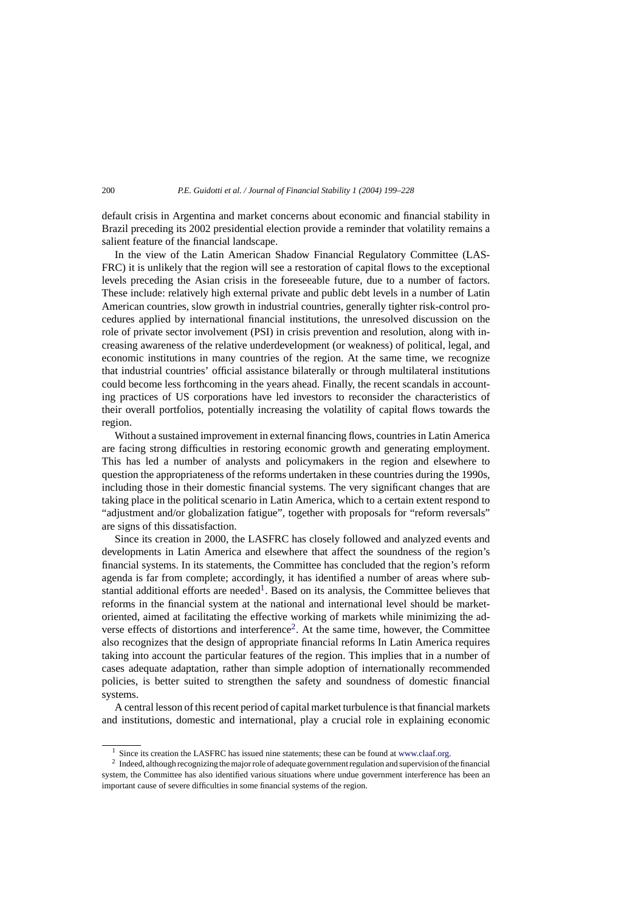default crisis in Argentina and market concerns about economic and financial stability in Brazil preceding its 2002 presidential election provide a reminder that volatility remains a salient feature of the financial landscape.

In the view of the Latin American Shadow Financial Regulatory Committee (LASFRC) it is unlikely that the region will see a restoration of capital flows to the exceptional levels preceding the Asian crisis in the foreseeable future, due to a number of factors. These include: relatively high external private and public debt levels in a number of Latin American countries, slow growth in industrial countries, generally tighter risk-control procedures applied by international financial institutions, the unresolved discussion on the role of private sector involvement (PSI) in crisis prevention and resolution, along with increasing awareness of the relative underdevelopment (or weakness) of political, legal, and economic institutions in many countries of the region. At the same time, we recognize that industrial countries' official assistance bilaterally or through multilateral institutions could become less forthcoming in the years ahead. Finally, the recent scandals in accounting practices of US corporations have led investors to reconsider the characteristics of their overall portfolios, potentially increasing the volatility of capital flows towards the region.

Without a sustained improvement in external financing flows, countries in Latin America are facing strong difficulties in restoring economic growth and generating employment. This has led a number of analysts and policymakers in the region and elsewhere to question the appropriateness of the reforms undertaken in these countries during the 1990s, including those in their domestic financial systems. The very significant changes that are taking place in the political scenario in Latin America, which to a certain extent respond to "adjustment and/or globalization fatigue", together with proposals for "reform reversals" are signs of this dissatisfaction.

Since its creation in 2000, the LASFRC has closely followed and analyzed events and developments in Latin America and elsewhere that affect the soundness of the region's financial systems. In its statements, the Committee has concluded that the region's reform agenda is far from complete; accordingly, it has identified a number of areas where substantial additional efforts are needed[1]. Based on its analysis, the Committee believes that reforms in the financial system at the national and international level should be market-oriented, aimed at facilitating the effective working of markets while minimizing the adverse effects of distortions and interference[2]. At the same time, however, the Committee also recognizes that the design of appropriate financial reforms In Latin America requires taking into account the particular features of the region. This implies that in a number of cases adequate adaptation, rather than simple adoption of internationally recommended policies, is better suited to strengthen the safety and soundness of domestic financial systems.

A central lesson of this recent period of capital market turbulence is that financial markets and institutions, domestic and international, play a crucial role in explaining economic

[1] Since its creation the LASFRC has issued nine statements; these can be found at www.claaf.org.

[2] Indeed, although recognizing the major role of adequate government regulation and supervision of the financial system, the Committee has also identified various situations where undue government interference has been an important cause of severe difficulties in some financial systems of the region.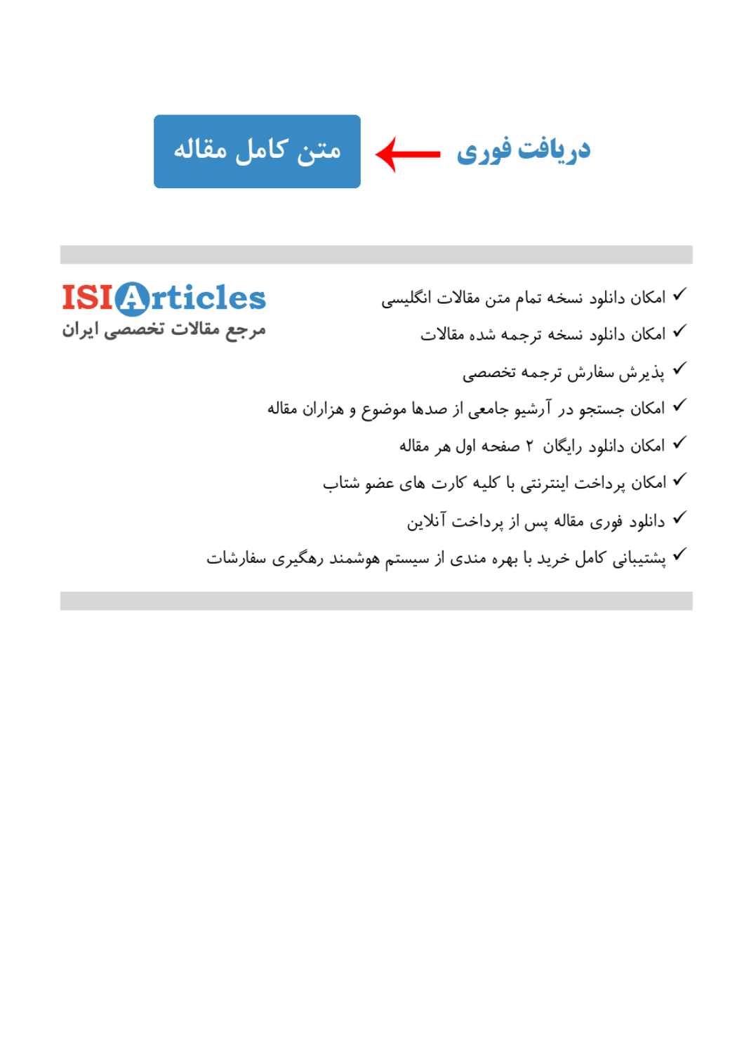دریافت فوری ← **متن کامل مقاله**

**ISIArticles**
مرجع مقالات تخصصی ایران

- ✓ امکان دانلود نسخه تمام متن مقالات انگلیسی
- ✓ امکان دانلود نسخه ترجمه شده مقالات
- ✓ پذیرش سفارش ترجمه تخصصی
- ✓ امکان جستجو در آرشیو جامعی از صدها موضوع و هزاران مقاله
- ✓ امکان دانلود رایگان ۲ صفحه اول هر مقاله
- ✓ امکان پرداخت اینترنتی با کلیه کارت های عضو شتاب
- ✓ دانلود فوری مقاله پس از پرداخت آنلاین
- ✓ پشتیبانی کامل خرید با بهره مندی از سیستم هوشمند رهگیری سفارشات